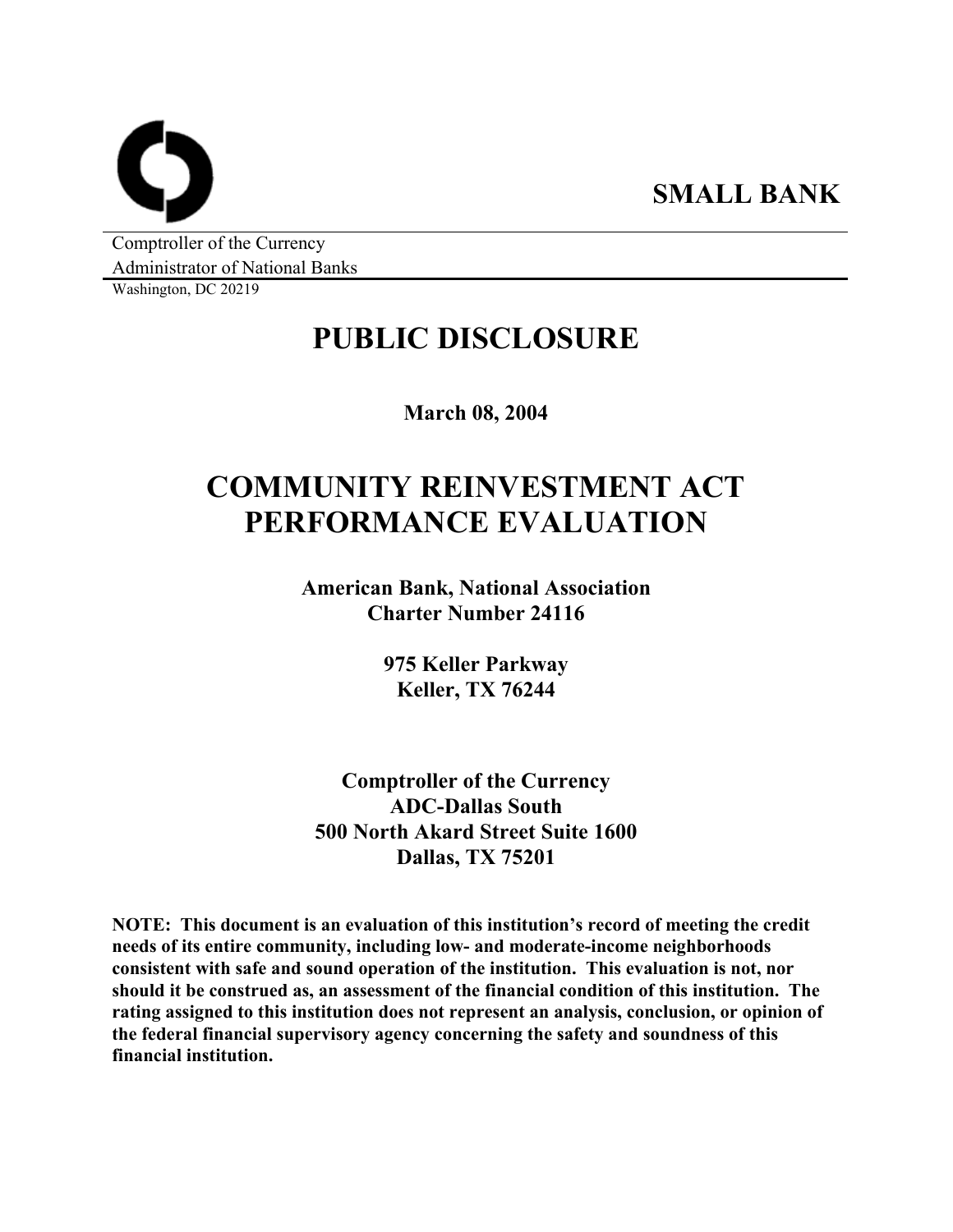**SMALL BANK**

Comptroller of the Currency
Administrator of National Banks
Washington, DC 20219

# PUBLIC DISCLOSURE

**March 08, 2004**

# COMMUNITY REINVESTMENT ACT PERFORMANCE EVALUATION

**American Bank, National Association**
**Charter Number 24116**

**975 Keller Parkway**
**Keller, TX 76244**

**Comptroller of the Currency**
**ADC-Dallas South**
**500 North Akard Street Suite 1600**
**Dallas, TX 75201**

**NOTE: This document is an evaluation of this institution's record of meeting the credit needs of its entire community, including low- and moderate-income neighborhoods consistent with safe and sound operation of the institution. This evaluation is not, nor should it be construed as, an assessment of the financial condition of this institution. The rating assigned to this institution does not represent an analysis, conclusion, or opinion of the federal financial supervisory agency concerning the safety and soundness of this financial institution.**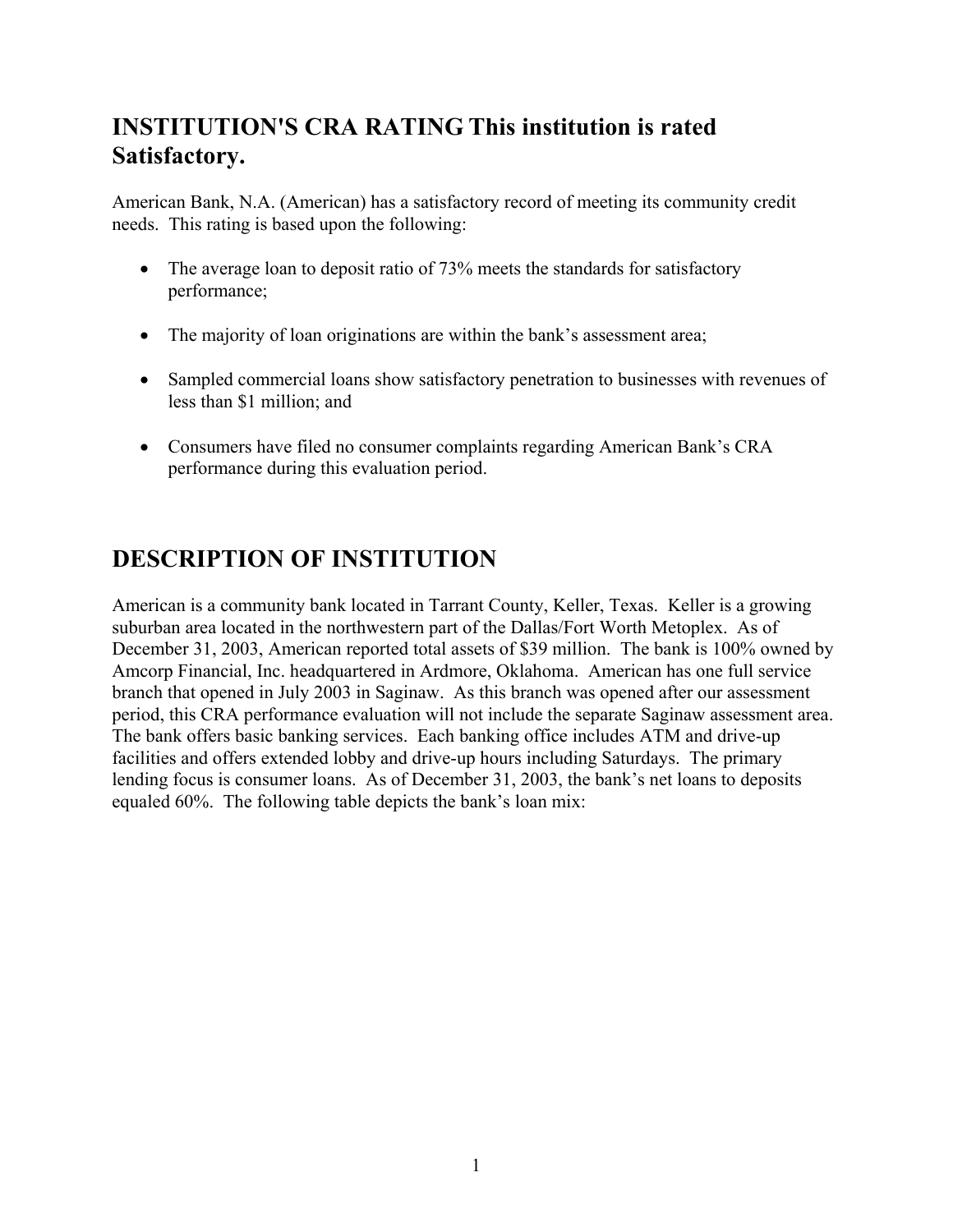## INSTITUTION'S CRA RATING This institution is rated Satisfactory.

American Bank, N.A. (American) has a satisfactory record of meeting its community credit needs. This rating is based upon the following:

- The average loan to deposit ratio of 73% meets the standards for satisfactory performance;
- The majority of loan originations are within the bank's assessment area;
- Sampled commercial loans show satisfactory penetration to businesses with revenues of less than $1 million; and
- Consumers have filed no consumer complaints regarding American Bank's CRA performance during this evaluation period.

## DESCRIPTION OF INSTITUTION

American is a community bank located in Tarrant County, Keller, Texas. Keller is a growing suburban area located in the northwestern part of the Dallas/Fort Worth Metoplex. As of December 31, 2003, American reported total assets of $39 million. The bank is 100% owned by Amcorp Financial, Inc. headquartered in Ardmore, Oklahoma. American has one full service branch that opened in July 2003 in Saginaw. As this branch was opened after our assessment period, this CRA performance evaluation will not include the separate Saginaw assessment area. The bank offers basic banking services. Each banking office includes ATM and drive-up facilities and offers extended lobby and drive-up hours including Saturdays. The primary lending focus is consumer loans. As of December 31, 2003, the bank's net loans to deposits equaled 60%. The following table depicts the bank's loan mix: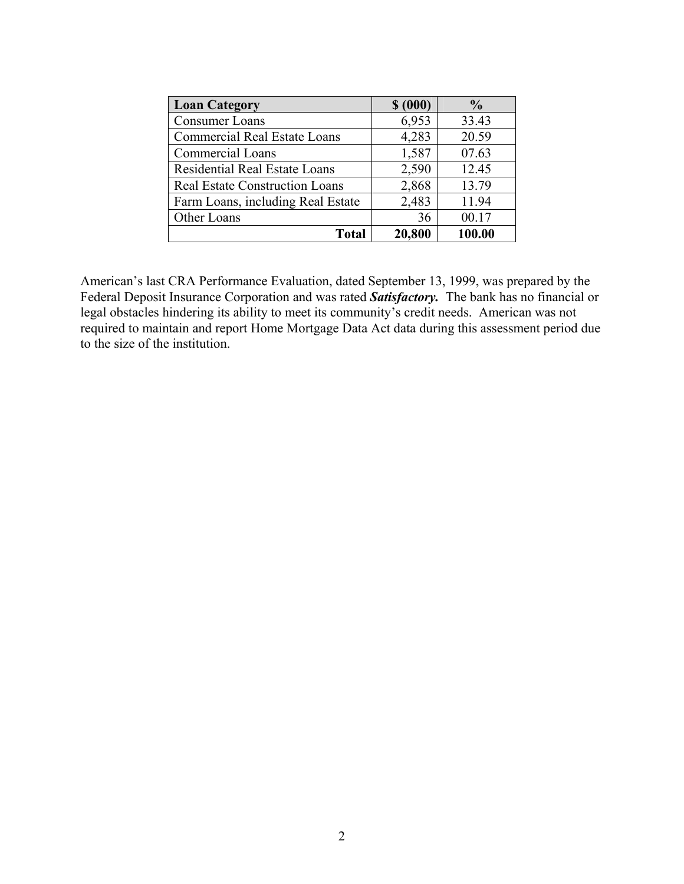| **Loan Category** | **$ (000)** | **%** |
|---|---|---|
| Consumer Loans | 6,953 | 33.43 |
| Commercial Real Estate Loans | 4,283 | 20.59 |
| Commercial Loans | 1,587 | 07.63 |
| Residential Real Estate Loans | 2,590 | 12.45 |
| Real Estate Construction Loans | 2,868 | 13.79 |
| Farm Loans, including Real Estate | 2,483 | 11.94 |
| Other Loans | 36 | 00.17 |
| **Total** | **20,800** | **100.00** |

American's last CRA Performance Evaluation, dated September 13, 1999, was prepared by the Federal Deposit Insurance Corporation and was rated ***Satisfactory.*** The bank has no financial or legal obstacles hindering its ability to meet its community's credit needs. American was not required to maintain and report Home Mortgage Data Act data during this assessment period due to the size of the institution.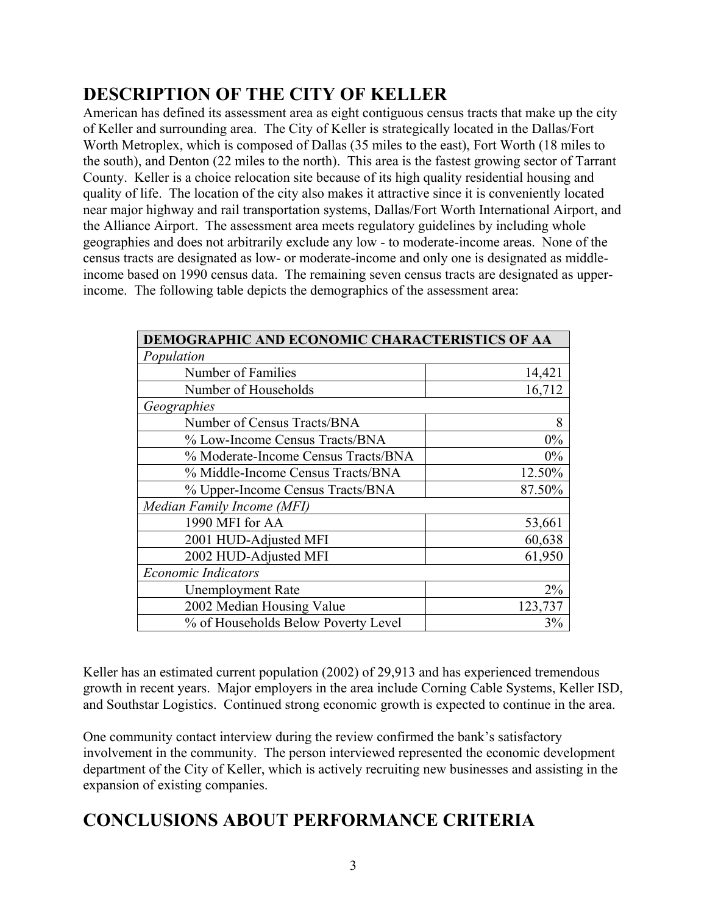## DESCRIPTION OF THE CITY OF KELLER

American has defined its assessment area as eight contiguous census tracts that make up the city of Keller and surrounding area. The City of Keller is strategically located in the Dallas/Fort Worth Metroplex, which is composed of Dallas (35 miles to the east), Fort Worth (18 miles to the south), and Denton (22 miles to the north). This area is the fastest growing sector of Tarrant County. Keller is a choice relocation site because of its high quality residential housing and quality of life. The location of the city also makes it attractive since it is conveniently located near major highway and rail transportation systems, Dallas/Fort Worth International Airport, and the Alliance Airport. The assessment area meets regulatory guidelines by including whole geographies and does not arbitrarily exclude any low - to moderate-income areas. None of the census tracts are designated as low- or moderate-income and only one is designated as middle-income based on 1990 census data. The remaining seven census tracts are designated as upper-income. The following table depicts the demographics of the assessment area:

| **DEMOGRAPHIC AND ECONOMIC CHARACTERISTICS OF AA** | |
|---|---|
| *Population* | |
| Number of Families | 14,421 |
| Number of Households | 16,712 |
| *Geographies* | |
| Number of Census Tracts/BNA | 8 |
| % Low-Income Census Tracts/BNA | 0% |
| % Moderate-Income Census Tracts/BNA | 0% |
| % Middle-Income Census Tracts/BNA | 12.50% |
| % Upper-Income Census Tracts/BNA | 87.50% |
| *Median Family Income (MFI)* | |
| 1990 MFI for AA | 53,661 |
| 2001 HUD-Adjusted MFI | 60,638 |
| 2002 HUD-Adjusted MFI | 61,950 |
| *Economic Indicators* | |
| Unemployment Rate | 2% |
| 2002 Median Housing Value | 123,737 |
| % of Households Below Poverty Level | 3% |

Keller has an estimated current population (2002) of 29,913 and has experienced tremendous growth in recent years. Major employers in the area include Corning Cable Systems, Keller ISD, and Southstar Logistics. Continued strong economic growth is expected to continue in the area.

One community contact interview during the review confirmed the bank's satisfactory involvement in the community. The person interviewed represented the economic development department of the City of Keller, which is actively recruiting new businesses and assisting in the expansion of existing companies.

## CONCLUSIONS ABOUT PERFORMANCE CRITERIA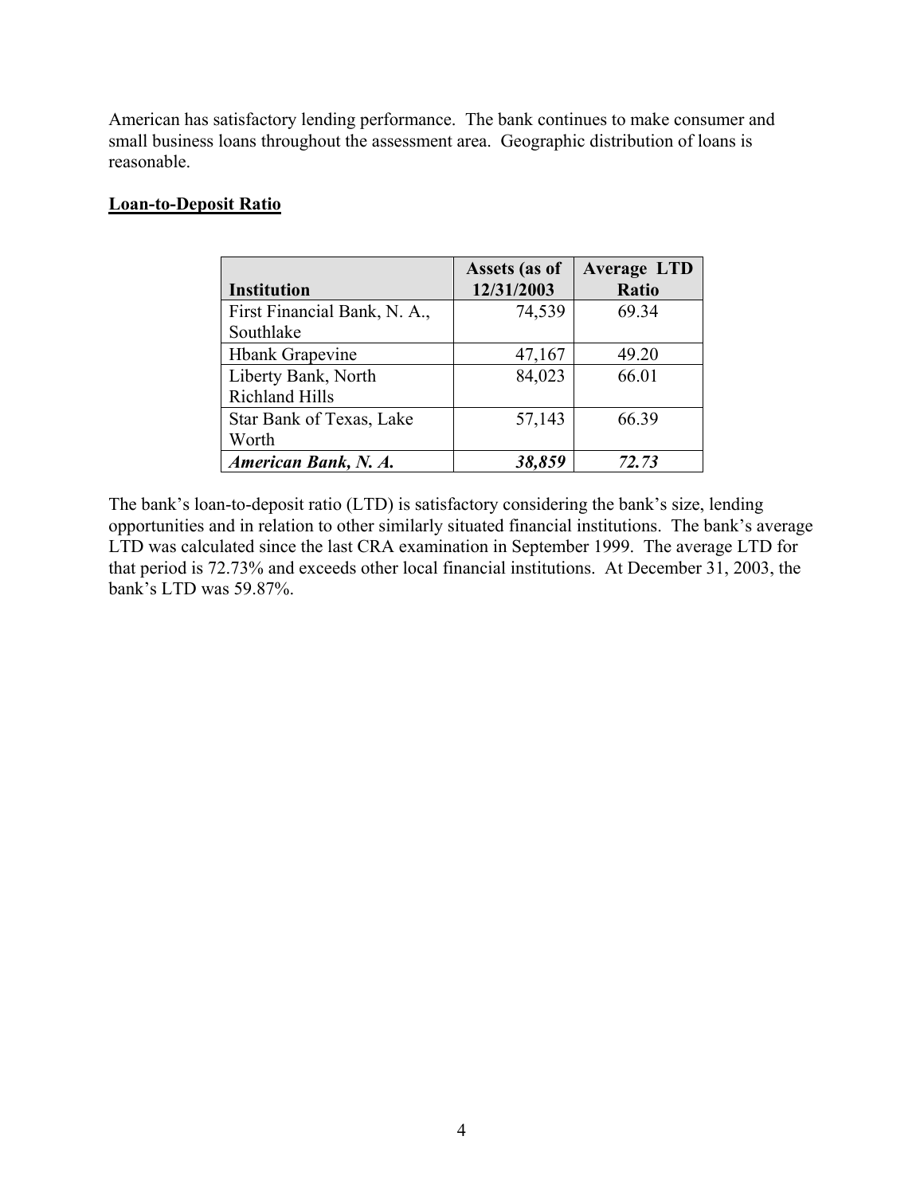American has satisfactory lending performance. The bank continues to make consumer and small business loans throughout the assessment area. Geographic distribution of loans is reasonable.

**Loan-to-Deposit Ratio**

| Institution | Assets (as of 12/31/2003 | Average LTD Ratio |
|---|---|---|
| First Financial Bank, N. A., Southlake | 74,539 | 69.34 |
| Hbank Grapevine | 47,167 | 49.20 |
| Liberty Bank, North Richland Hills | 84,023 | 66.01 |
| Star Bank of Texas, Lake Worth | 57,143 | 66.39 |
| ***American Bank, N. A.*** | ***38,859*** | ***72.73*** |

The bank's loan-to-deposit ratio (LTD) is satisfactory considering the bank's size, lending opportunities and in relation to other similarly situated financial institutions. The bank's average LTD was calculated since the last CRA examination in September 1999. The average LTD for that period is 72.73% and exceeds other local financial institutions. At December 31, 2003, the bank's LTD was 59.87%.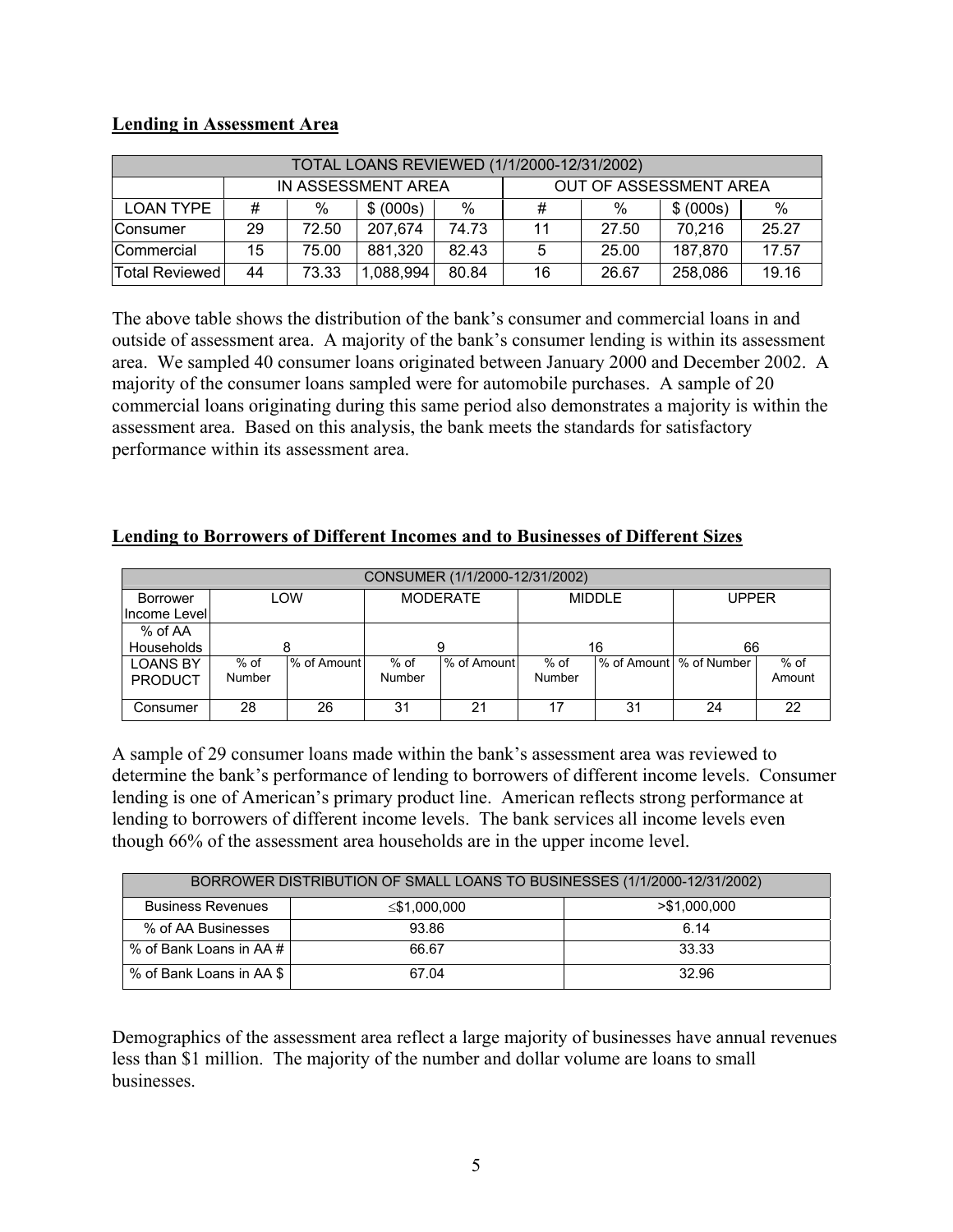**Lending in Assessment Area**

| TOTAL LOANS REVIEWED (1/1/2000-12/31/2002) | | | | | | | | |
|---|---|---|---|---|---|---|---|---|
| | IN ASSESSMENT AREA | | | | OUT OF ASSESSMENT AREA | | | |
| LOAN TYPE | # | % | $ (000s) | % | # | % | $ (000s) | % |
| Consumer | 29 | 72.50 | 207,674 | 74.73 | 11 | 27.50 | 70,216 | 25.27 |
| Commercial | 15 | 75.00 | 881,320 | 82.43 | 5 | 25.00 | 187,870 | 17.57 |
| Total Reviewed | 44 | 73.33 | 1,088,994 | 80.84 | 16 | 26.67 | 258,086 | 19.16 |

The above table shows the distribution of the bank's consumer and commercial loans in and outside of assessment area. A majority of the bank's consumer lending is within its assessment area. We sampled 40 consumer loans originated between January 2000 and December 2002. A majority of the consumer loans sampled were for automobile purchases. A sample of 20 commercial loans originating during this same period also demonstrates a majority is within the assessment area. Based on this analysis, the bank meets the standards for satisfactory performance within its assessment area.

**Lending to Borrowers of Different Incomes and to Businesses of Different Sizes**

| CONSUMER (1/1/2000-12/31/2002) | | | | | | | | |
|---|---|---|---|---|---|---|---|---|
| Borrower Income Level | LOW | | MODERATE | | MIDDLE | | UPPER | |
| % of AA Households | 8 | | 9 | | 16 | | 66 | |
| LOANS BY PRODUCT | % of Number | % of Amount | % of Number | % of Amount | % of Number | % of Amount | % of Number | % of Amount |
| Consumer | 28 | 26 | 31 | 21 | 17 | 31 | 24 | 22 |

A sample of 29 consumer loans made within the bank's assessment area was reviewed to determine the bank's performance of lending to borrowers of different income levels. Consumer lending is one of American's primary product line. American reflects strong performance at lending to borrowers of different income levels. The bank services all income levels even though 66% of the assessment area households are in the upper income level.

| BORROWER DISTRIBUTION OF SMALL LOANS TO BUSINESSES (1/1/2000-12/31/2002) | | |
|---|---|---|
| Business Revenues | ≤$1,000,000 | >$1,000,000 |
| % of AA Businesses | 93.86 | 6.14 |
| % of Bank Loans in AA # | 66.67 | 33.33 |
| % of Bank Loans in AA $ | 67.04 | 32.96 |

Demographics of the assessment area reflect a large majority of businesses have annual revenues less than $1 million. The majority of the number and dollar volume are loans to small businesses.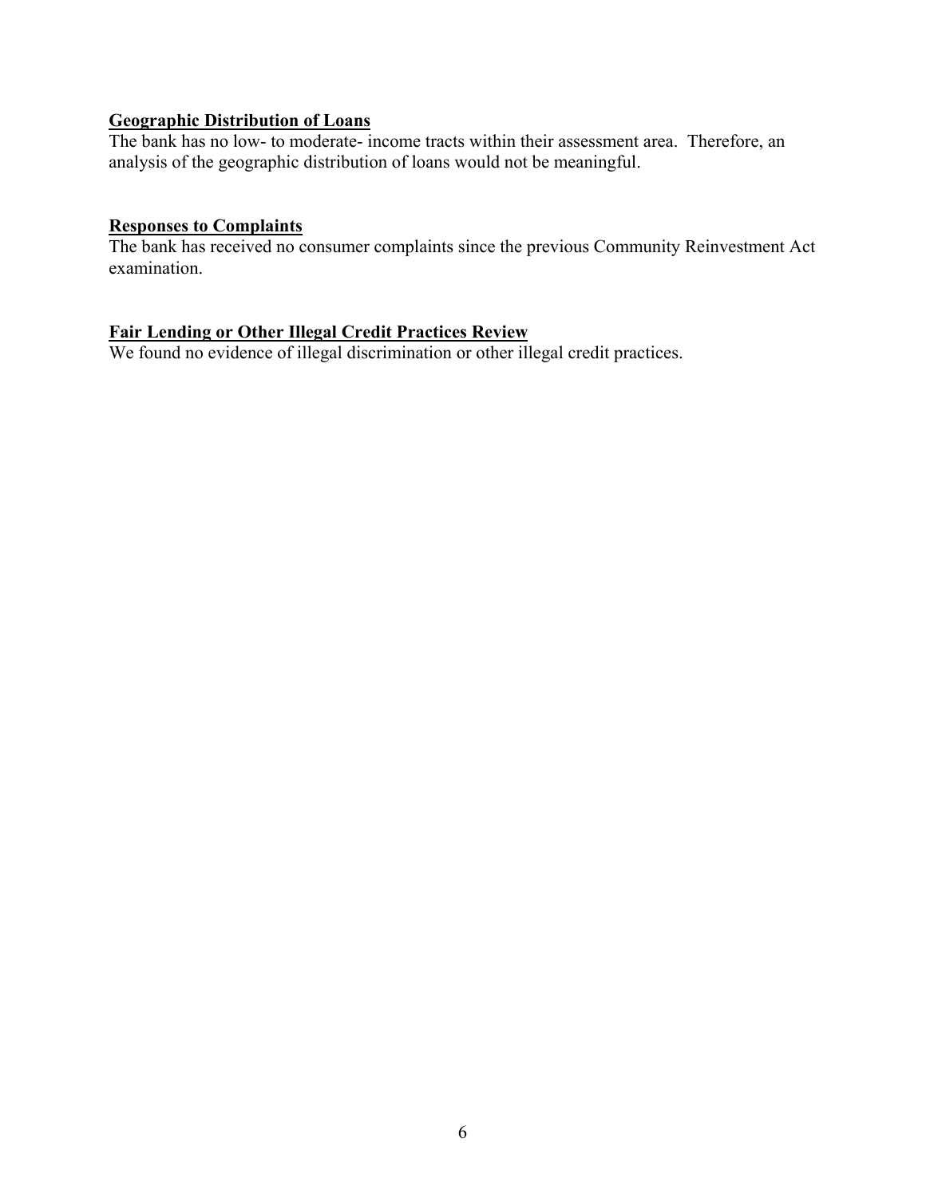**Geographic Distribution of Loans**

The bank has no low- to moderate- income tracts within their assessment area. Therefore, an analysis of the geographic distribution of loans would not be meaningful.

**Responses to Complaints**

The bank has received no consumer complaints since the previous Community Reinvestment Act examination.

**Fair Lending or Other Illegal Credit Practices Review**

We found no evidence of illegal discrimination or other illegal credit practices.